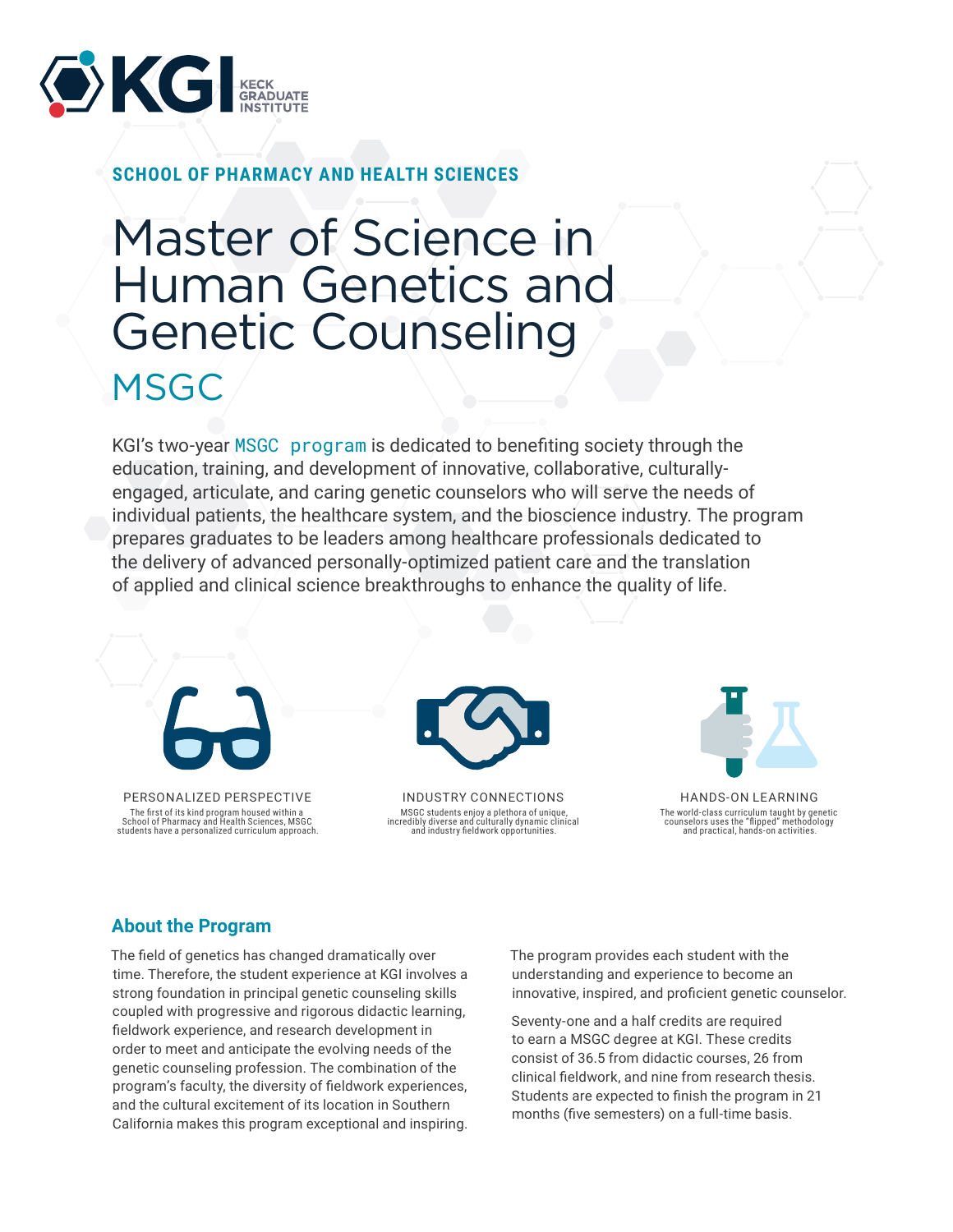KGI KECK GRADUATE INSTITUTE

**SCHOOL OF PHARMACY AND HEALTH SCIENCES**

# Master of Science in Human Genetics and Genetic Counseling

## MSGC

KGI's two-year MSGC program is dedicated to benefiting society through the education, training, and development of innovative, collaborative, culturally-engaged, articulate, and caring genetic counselors who will serve the needs of individual patients, the healthcare system, and the bioscience industry. The program prepares graduates to be leaders among healthcare professionals dedicated to the delivery of advanced personally-optimized patient care and the translation of applied and clinical science breakthroughs to enhance the quality of life.

**PERSONALIZED PERSPECTIVE**

The first of its kind program housed within a School of Pharmacy and Health Sciences, MSGC students have a personalized curriculum approach.

**INDUSTRY CONNECTIONS**

MSGC students enjoy a plethora of unique, incredibly diverse and culturally dynamic clinical and industry fieldwork opportunities.

**HANDS-ON LEARNING**

The world-class curriculum taught by genetic counselors uses the "flipped" methodology and practical, hands-on activities.

### About the Program

The field of genetics has changed dramatically over time. Therefore, the student experience at KGI involves a strong foundation in principal genetic counseling skills coupled with progressive and rigorous didactic learning, fieldwork experience, and research development in order to meet and anticipate the evolving needs of the genetic counseling profession. The combination of the program's faculty, the diversity of fieldwork experiences, and the cultural excitement of its location in Southern California makes this program exceptional and inspiring.

The program provides each student with the understanding and experience to become an innovative, inspired, and proficient genetic counselor.

Seventy-one and a half credits are required to earn a MSGC degree at KGI. These credits consist of 36.5 from didactic courses, 26 from clinical fieldwork, and nine from research thesis. Students are expected to finish the program in 21 months (five semesters) on a full-time basis.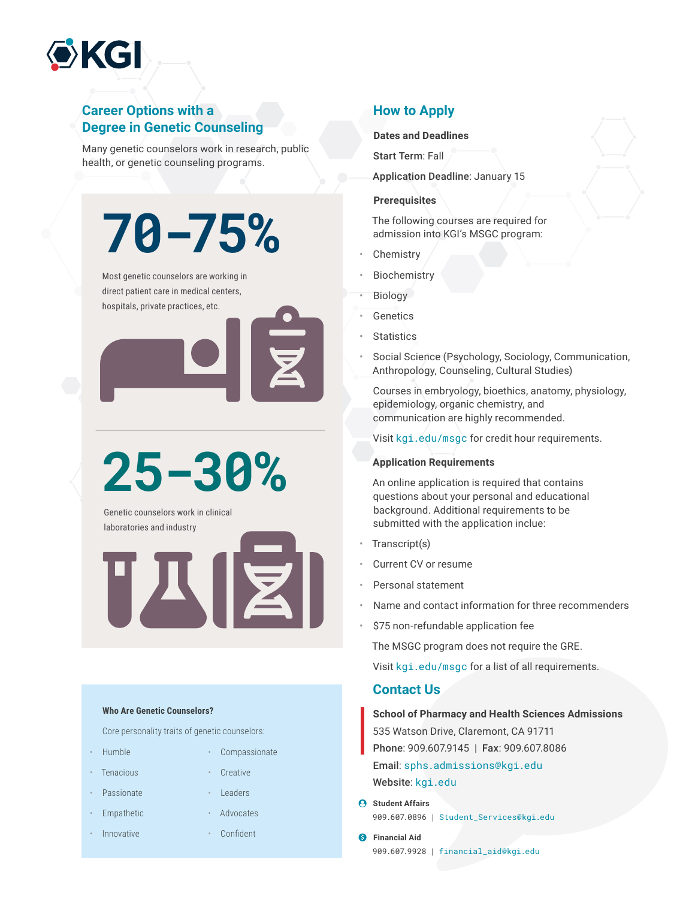## Career Options with a Degree in Genetic Counseling

Many genetic counselors work in research, public health, or genetic counseling programs.

**70-75%**

Most genetic counselors are working in direct patient care in medical centers, hospitals, private practices, etc.

**25-30%**

Genetic counselors work in clinical laboratories and industry

### Who Are Genetic Counselors?

Core personality traits of genetic counselors:

- Humble
- Tenacious
- Passionate
- Empathetic
- Innovative
- Compassionate
- Creative
- Leaders
- Advocates
- Confident

## How to Apply

### Dates and Deadlines

**Start Term**: Fall

**Application Deadline**: January 15

### Prerequisites

The following courses are required for admission into KGI's MSGC program:

- Chemistry
- Biochemistry
- Biology
- Genetics
- Statistics
- Social Science (Psychology, Sociology, Communication, Anthropology, Counseling, Cultural Studies)

Courses in embryology, bioethics, anatomy, physiology, epidemiology, organic chemistry, and communication are highly recommended.

Visit kgi.edu/msgc for credit hour requirements.

### Application Requirements

An online application is required that contains questions about your personal and educational background. Additional requirements to be submitted with the application inclue:

- Transcript(s)
- Current CV or resume
- Personal statement
- Name and contact information for three recommenders
- $75 non-refundable application fee

The MSGC program does not require the GRE.

Visit kgi.edu/msgc for a list of all requirements.

## Contact Us

**School of Pharmacy and Health Sciences Admissions**
535 Watson Drive, Claremont, CA 91711
**Phone**: 909.607.9145 | **Fax**: 909.607.8086
**Email**: sphs.admissions@kgi.edu
**Website**: kgi.edu

**Student Affairs**
909.607.0896 | Student_Services@kgi.edu

**Financial Aid**
909.607.9928 | financial_aid@kgi.edu